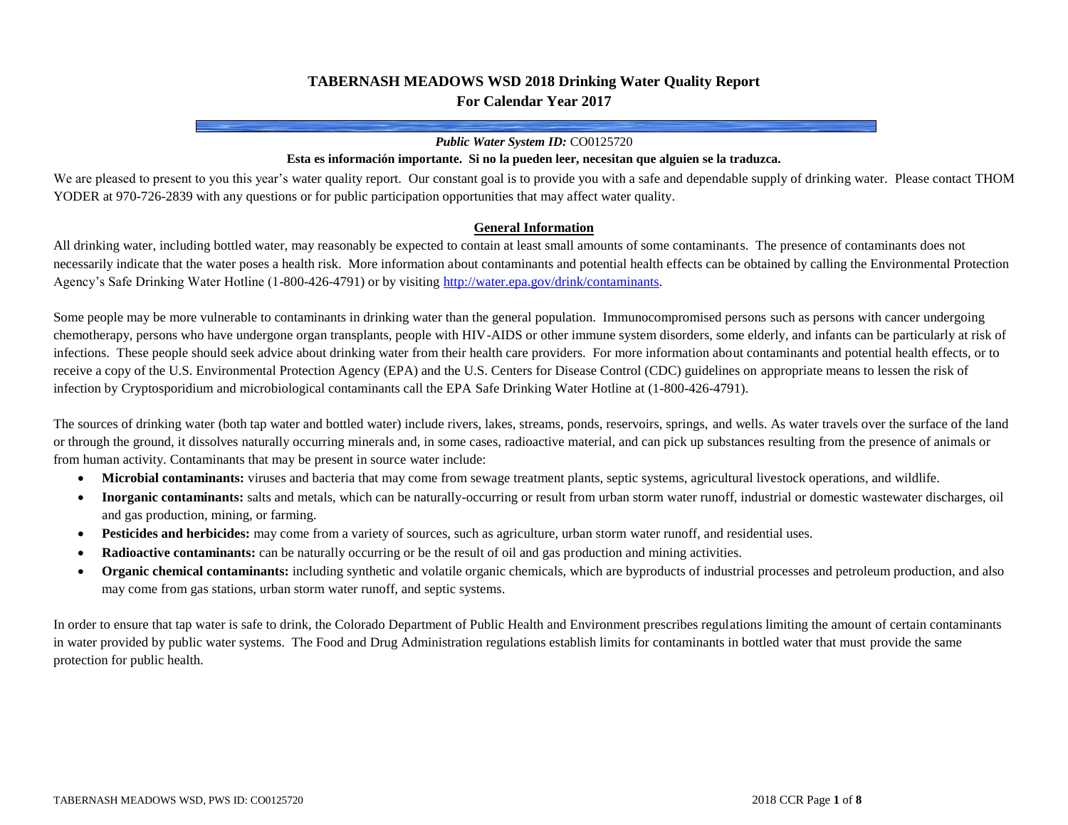# TABERNASH MEADOWS WSD 2018 Drinking Water Quality Report
## For Calendar Year 2017

***Public Water System ID:*** CO0125720

**Esta es información importante. Si no la pueden leer, necesitan que alguien se la traduzca.**

We are pleased to present to you this year's water quality report. Our constant goal is to provide you with a safe and dependable supply of drinking water. Please contact THOM YODER at 970-726-2839 with any questions or for public participation opportunities that may affect water quality.

### General Information

All drinking water, including bottled water, may reasonably be expected to contain at least small amounts of some contaminants. The presence of contaminants does not necessarily indicate that the water poses a health risk. More information about contaminants and potential health effects can be obtained by calling the Environmental Protection Agency's Safe Drinking Water Hotline (1-800-426-4791) or by visiting http://water.epa.gov/drink/contaminants.

Some people may be more vulnerable to contaminants in drinking water than the general population. Immunocompromised persons such as persons with cancer undergoing chemotherapy, persons who have undergone organ transplants, people with HIV-AIDS or other immune system disorders, some elderly, and infants can be particularly at risk of infections. These people should seek advice about drinking water from their health care providers. For more information about contaminants and potential health effects, or to receive a copy of the U.S. Environmental Protection Agency (EPA) and the U.S. Centers for Disease Control (CDC) guidelines on appropriate means to lessen the risk of infection by Cryptosporidium and microbiological contaminants call the EPA Safe Drinking Water Hotline at (1-800-426-4791).

The sources of drinking water (both tap water and bottled water) include rivers, lakes, streams, ponds, reservoirs, springs, and wells. As water travels over the surface of the land or through the ground, it dissolves naturally occurring minerals and, in some cases, radioactive material, and can pick up substances resulting from the presence of animals or from human activity. Contaminants that may be present in source water include:

- **Microbial contaminants:** viruses and bacteria that may come from sewage treatment plants, septic systems, agricultural livestock operations, and wildlife.
- **Inorganic contaminants:** salts and metals, which can be naturally-occurring or result from urban storm water runoff, industrial or domestic wastewater discharges, oil and gas production, mining, or farming.
- **Pesticides and herbicides:** may come from a variety of sources, such as agriculture, urban storm water runoff, and residential uses.
- **Radioactive contaminants:** can be naturally occurring or be the result of oil and gas production and mining activities.
- **Organic chemical contaminants:** including synthetic and volatile organic chemicals, which are byproducts of industrial processes and petroleum production, and also may come from gas stations, urban storm water runoff, and septic systems.

In order to ensure that tap water is safe to drink, the Colorado Department of Public Health and Environment prescribes regulations limiting the amount of certain contaminants in water provided by public water systems. The Food and Drug Administration regulations establish limits for contaminants in bottled water that must provide the same protection for public health.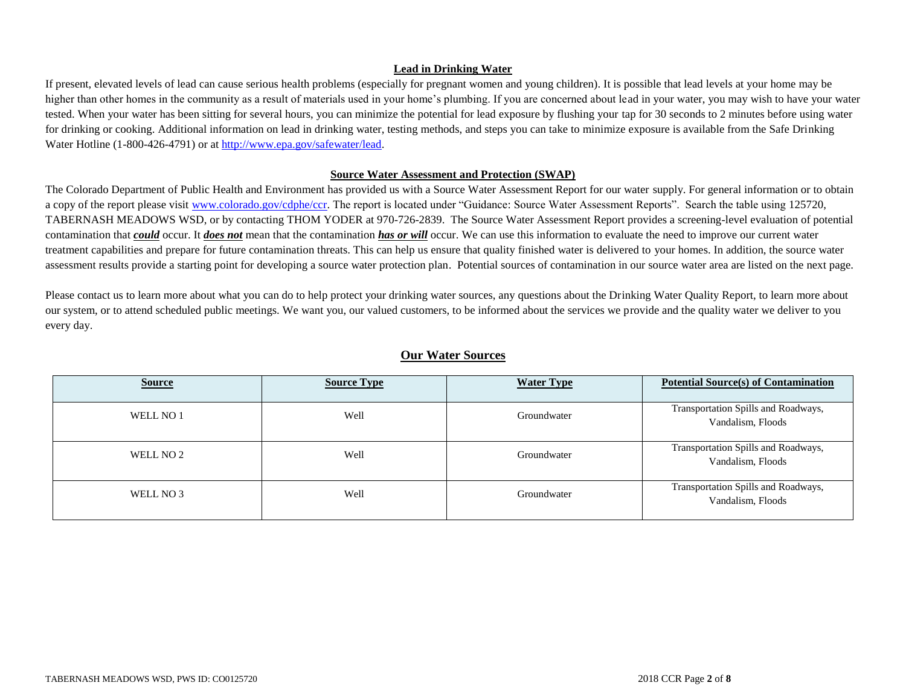## Lead in Drinking Water

If present, elevated levels of lead can cause serious health problems (especially for pregnant women and young children). It is possible that lead levels at your home may be higher than other homes in the community as a result of materials used in your home's plumbing. If you are concerned about lead in your water, you may wish to have your water tested. When your water has been sitting for several hours, you can minimize the potential for lead exposure by flushing your tap for 30 seconds to 2 minutes before using water for drinking or cooking. Additional information on lead in drinking water, testing methods, and steps you can take to minimize exposure is available from the Safe Drinking Water Hotline (1-800-426-4791) or at http://www.epa.gov/safewater/lead.

## Source Water Assessment and Protection (SWAP)

The Colorado Department of Public Health and Environment has provided us with a Source Water Assessment Report for our water supply. For general information or to obtain a copy of the report please visit www.colorado.gov/cdphe/ccr. The report is located under "Guidance: Source Water Assessment Reports". Search the table using 125720, TABERNASH MEADOWS WSD, or by contacting THOM YODER at 970-726-2839. The Source Water Assessment Report provides a screening-level evaluation of potential contamination that ***could*** occur. It ***does not*** mean that the contamination ***has or will*** occur. We can use this information to evaluate the need to improve our current water treatment capabilities and prepare for future contamination threats. This can help us ensure that quality finished water is delivered to your homes. In addition, the source water assessment results provide a starting point for developing a source water protection plan. Potential sources of contamination in our source water area are listed on the next page.

Please contact us to learn more about what you can do to help protect your drinking water sources, any questions about the Drinking Water Quality Report, to learn more about our system, or to attend scheduled public meetings. We want you, our valued customers, to be informed about the services we provide and the quality water we deliver to you every day.

## Our Water Sources

| Source | Source Type | Water Type | Potential Source(s) of Contamination |
|---|---|---|---|
| WELL NO 1 | Well | Groundwater | Transportation Spills and Roadways, Vandalism, Floods |
| WELL NO 2 | Well | Groundwater | Transportation Spills and Roadways, Vandalism, Floods |
| WELL NO 3 | Well | Groundwater | Transportation Spills and Roadways, Vandalism, Floods |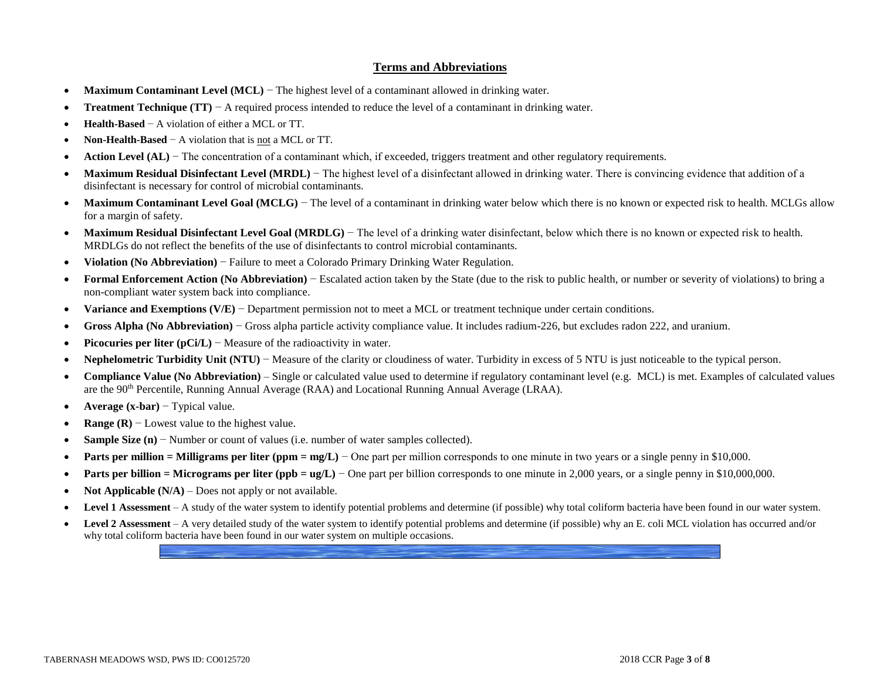## Terms and Abbreviations

- **Maximum Contaminant Level (MCL)** − The highest level of a contaminant allowed in drinking water.
- **Treatment Technique (TT)** − A required process intended to reduce the level of a contaminant in drinking water.
- **Health-Based** − A violation of either a MCL or TT.
- **Non-Health-Based** − A violation that is not a MCL or TT.
- **Action Level (AL)** − The concentration of a contaminant which, if exceeded, triggers treatment and other regulatory requirements.
- **Maximum Residual Disinfectant Level (MRDL)** − The highest level of a disinfectant allowed in drinking water. There is convincing evidence that addition of a disinfectant is necessary for control of microbial contaminants.
- **Maximum Contaminant Level Goal (MCLG)** − The level of a contaminant in drinking water below which there is no known or expected risk to health. MCLGs allow for a margin of safety.
- **Maximum Residual Disinfectant Level Goal (MRDLG)** − The level of a drinking water disinfectant, below which there is no known or expected risk to health. MRDLGs do not reflect the benefits of the use of disinfectants to control microbial contaminants.
- **Violation (No Abbreviation)** − Failure to meet a Colorado Primary Drinking Water Regulation.
- **Formal Enforcement Action (No Abbreviation)** − Escalated action taken by the State (due to the risk to public health, or number or severity of violations) to bring a non-compliant water system back into compliance.
- **Variance and Exemptions (V/E)** − Department permission not to meet a MCL or treatment technique under certain conditions.
- **Gross Alpha (No Abbreviation)** − Gross alpha particle activity compliance value. It includes radium-226, but excludes radon 222, and uranium.
- **Picocuries per liter (pCi/L)** − Measure of the radioactivity in water.
- **Nephelometric Turbidity Unit (NTU)** − Measure of the clarity or cloudiness of water. Turbidity in excess of 5 NTU is just noticeable to the typical person.
- **Compliance Value (No Abbreviation)** – Single or calculated value used to determine if regulatory contaminant level (e.g. MCL) is met. Examples of calculated values are the 90th Percentile, Running Annual Average (RAA) and Locational Running Annual Average (LRAA).
- **Average (x-bar)** − Typical value.
- **Range (R)** − Lowest value to the highest value.
- **Sample Size (n)** − Number or count of values (i.e. number of water samples collected).
- **Parts per million = Milligrams per liter (ppm = mg/L)** − One part per million corresponds to one minute in two years or a single penny in $10,000.
- **Parts per billion = Micrograms per liter (ppb = ug/L)** − One part per billion corresponds to one minute in 2,000 years, or a single penny in $10,000,000.
- **Not Applicable (N/A)** – Does not apply or not available.
- **Level 1 Assessment** – A study of the water system to identify potential problems and determine (if possible) why total coliform bacteria have been found in our water system.
- **Level 2 Assessment** – A very detailed study of the water system to identify potential problems and determine (if possible) why an E. coli MCL violation has occurred and/or why total coliform bacteria have been found in our water system on multiple occasions.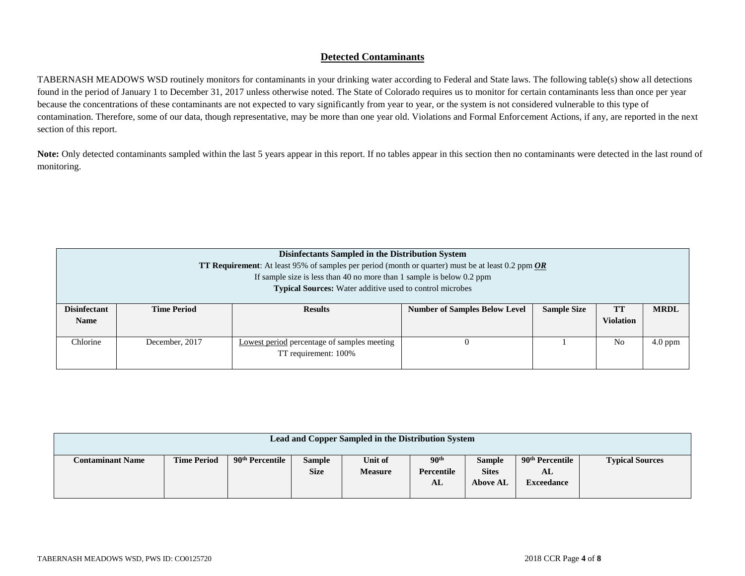## Detected Contaminants

TABERNASH MEADOWS WSD routinely monitors for contaminants in your drinking water according to Federal and State laws. The following table(s) show all detections found in the period of January 1 to December 31, 2017 unless otherwise noted. The State of Colorado requires us to monitor for certain contaminants less than once per year because the concentrations of these contaminants are not expected to vary significantly from year to year, or the system is not considered vulnerable to this type of contamination. Therefore, some of our data, though representative, may be more than one year old. Violations and Formal Enforcement Actions, if any, are reported in the next section of this report.

**Note:** Only detected contaminants sampled within the last 5 years appear in this report. If no tables appear in this section then no contaminants were detected in the last round of monitoring.

| **Disinfectants Sampled in the Distribution System**<br>**TT Requirement**: At least 95% of samples per period (month or quarter) must be at least 0.2 ppm ***OR***<br>If sample size is less than 40 no more than 1 sample is below 0.2 ppm<br>**Typical Sources:** Water additive used to control microbes | | | | | | |
|---|---|---|---|---|---|---|
| **Disinfectant Name** | **Time Period** | **Results** | **Number of Samples Below Level** | **Sample Size** | **TT Violation** | **MRDL** |
| Chlorine | December, 2017 | Lowest period percentage of samples meeting TT requirement: 100% | 0 | 1 | No | 4.0 ppm |

| **Lead and Copper Sampled in the Distribution System** | | | | | | | | |
|---|---|---|---|---|---|---|---|---|
| **Contaminant Name** | **Time Period** | **90th Percentile** | **Sample Size** | **Unit of Measure** | **90th Percentile AL** | **Sample Sites Above AL** | **90th Percentile AL Exceedance** | **Typical Sources** |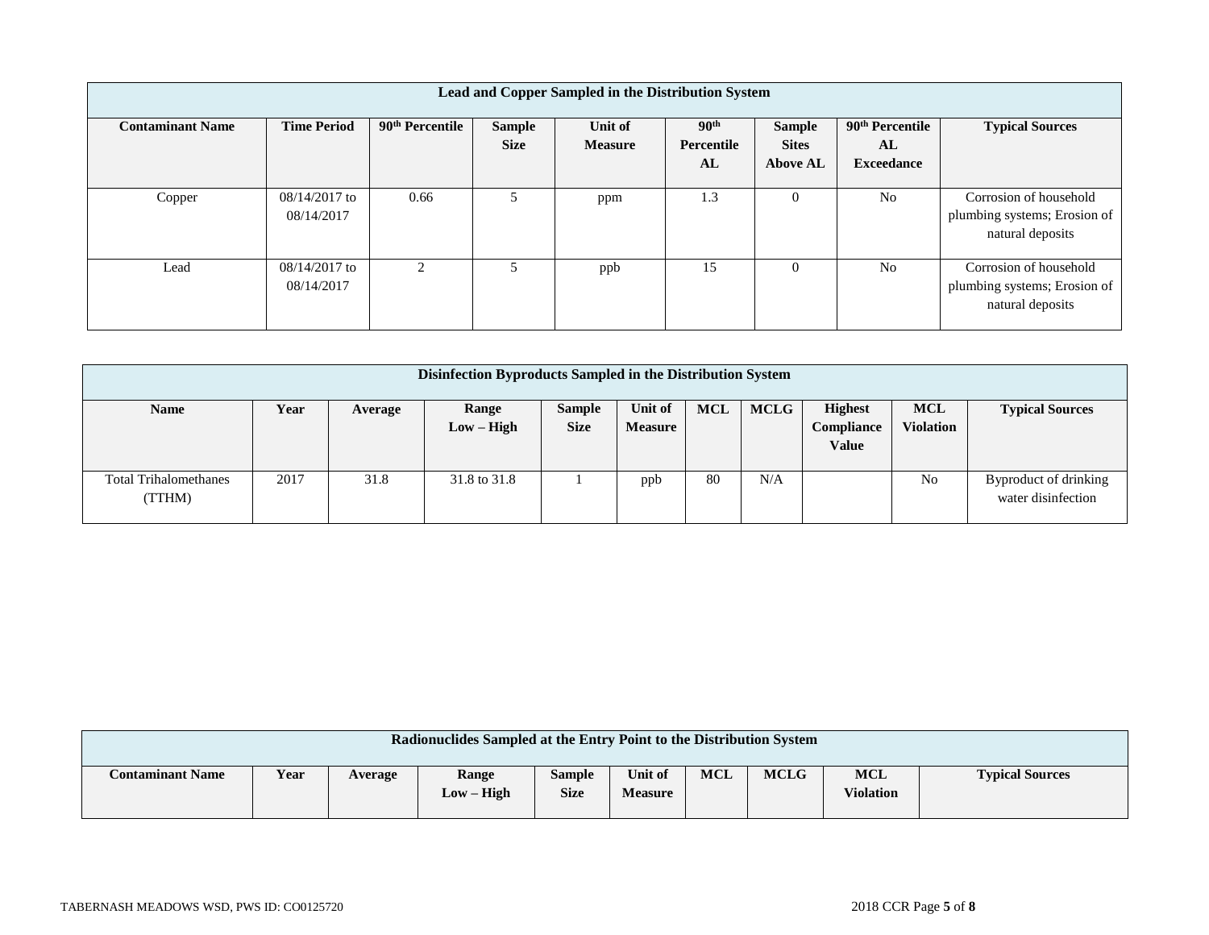| Lead and Copper Sampled in the Distribution System | | | | | | | | |
|---|---|---|---|---|---|---|---|---|
| **Contaminant Name** | **Time Period** | **90th Percentile** | **Sample Size** | **Unit of Measure** | **90th Percentile AL** | **Sample Sites Above AL** | **90th Percentile AL Exceedance** | **Typical Sources** |
| Copper | 08/14/2017 to 08/14/2017 | 0.66 | 5 | ppm | 1.3 | 0 | No | Corrosion of household plumbing systems; Erosion of natural deposits |
| Lead | 08/14/2017 to 08/14/2017 | 2 | 5 | ppb | 15 | 0 | No | Corrosion of household plumbing systems; Erosion of natural deposits |

| Disinfection Byproducts Sampled in the Distribution System | | | | | | | | | | |
|---|---|---|---|---|---|---|---|---|---|---|
| **Name** | **Year** | **Average** | **Range Low – High** | **Sample Size** | **Unit of Measure** | **MCL** | **MCLG** | **Highest Compliance Value** | **MCL Violation** | **Typical Sources** |
| Total Trihalomethanes (TTHM) | 2017 | 31.8 | 31.8 to 31.8 | 1 | ppb | 80 | N/A | | No | Byproduct of drinking water disinfection |

| Radionuclides Sampled at the Entry Point to the Distribution System | | | | | | | | | |
|---|---|---|---|---|---|---|---|---|---|
| **Contaminant Name** | **Year** | **Average** | **Range Low – High** | **Sample Size** | **Unit of Measure** | **MCL** | **MCLG** | **MCL Violation** | **Typical Sources** |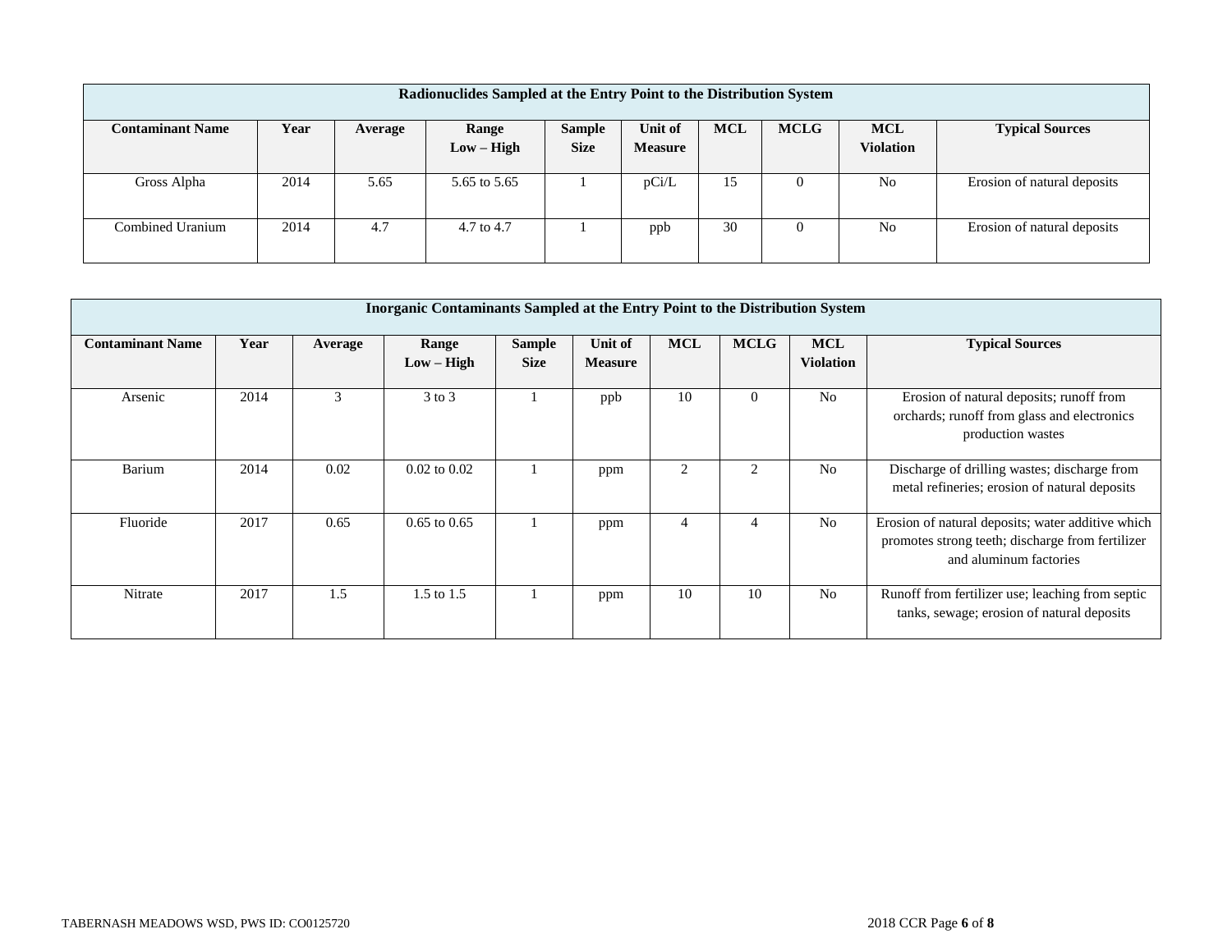| Radionuclides Sampled at the Entry Point to the Distribution System | | | | | | | | | |
|---|---|---|---|---|---|---|---|---|---|
| **Contaminant Name** | **Year** | **Average** | **Range Low – High** | **Sample Size** | **Unit of Measure** | **MCL** | **MCLG** | **MCL Violation** | **Typical Sources** |
| Gross Alpha | 2014 | 5.65 | 5.65 to 5.65 | 1 | pCi/L | 15 | 0 | No | Erosion of natural deposits |
| Combined Uranium | 2014 | 4.7 | 4.7 to 4.7 | 1 | ppb | 30 | 0 | No | Erosion of natural deposits |

| Inorganic Contaminants Sampled at the Entry Point to the Distribution System | | | | | | | | | |
|---|---|---|---|---|---|---|---|---|---|
| **Contaminant Name** | **Year** | **Average** | **Range Low – High** | **Sample Size** | **Unit of Measure** | **MCL** | **MCLG** | **MCL Violation** | **Typical Sources** |
| Arsenic | 2014 | 3 | 3 to 3 | 1 | ppb | 10 | 0 | No | Erosion of natural deposits; runoff from orchards; runoff from glass and electronics production wastes |
| Barium | 2014 | 0.02 | 0.02 to 0.02 | 1 | ppm | 2 | 2 | No | Discharge of drilling wastes; discharge from metal refineries; erosion of natural deposits |
| Fluoride | 2017 | 0.65 | 0.65 to 0.65 | 1 | ppm | 4 | 4 | No | Erosion of natural deposits; water additive which promotes strong teeth; discharge from fertilizer and aluminum factories |
| Nitrate | 2017 | 1.5 | 1.5 to 1.5 | 1 | ppm | 10 | 10 | No | Runoff from fertilizer use; leaching from septic tanks, sewage; erosion of natural deposits |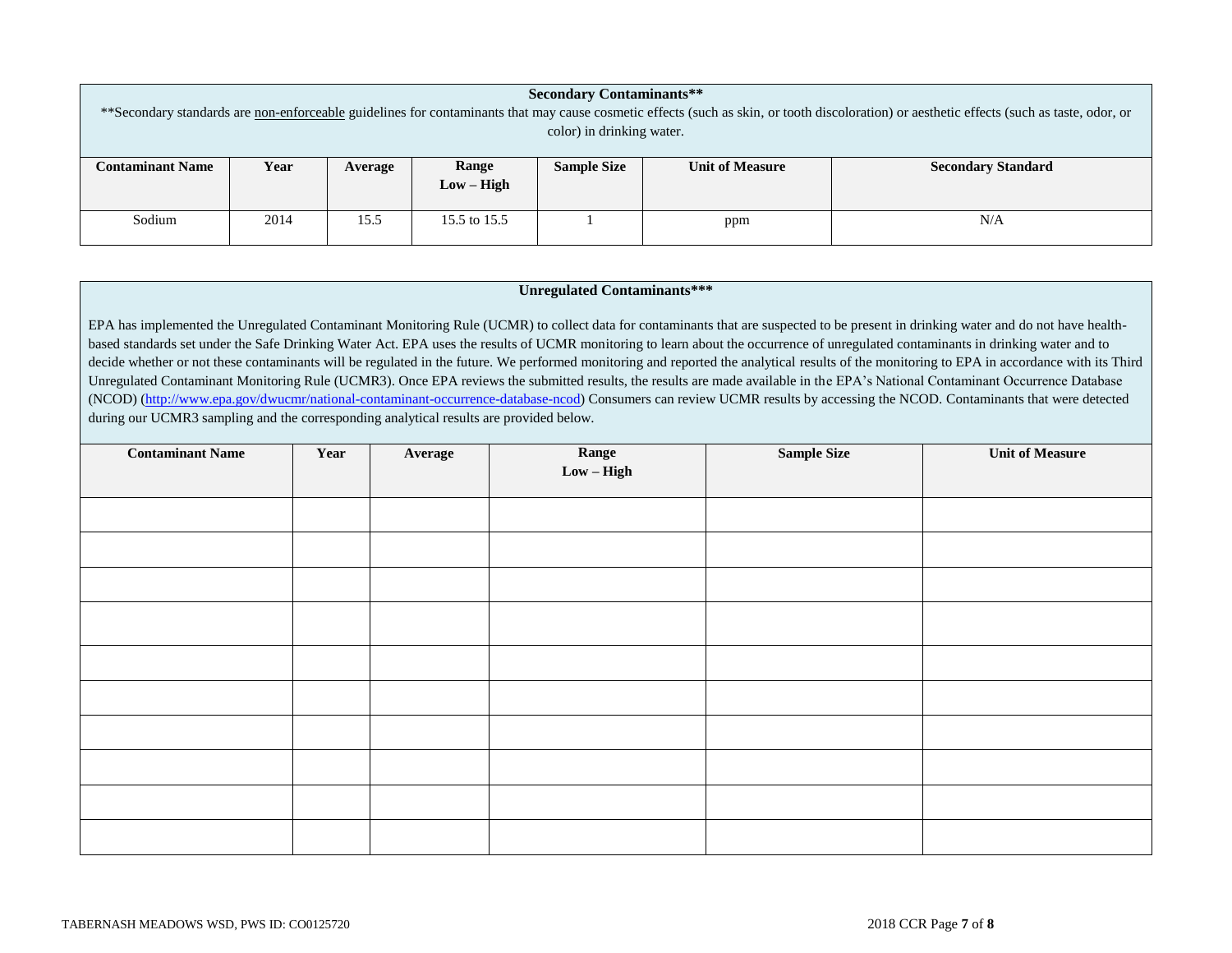## Secondary Contaminants**

**Secondary standards are <u>non-enforceable</u> guidelines for contaminants that may cause cosmetic effects (such as skin, or tooth discoloration) or aesthetic effects (such as taste, odor, or color) in drinking water.

| Contaminant Name | Year | Average | Range Low – High | Sample Size | Unit of Measure | Secondary Standard |
|---|---|---|---|---|---|---|
| Sodium | 2014 | 15.5 | 15.5 to 15.5 | 1 | ppm | N/A |

## Unregulated Contaminants***

EPA has implemented the Unregulated Contaminant Monitoring Rule (UCMR) to collect data for contaminants that are suspected to be present in drinking water and do not have health-based standards set under the Safe Drinking Water Act. EPA uses the results of UCMR monitoring to learn about the occurrence of unregulated contaminants in drinking water and to decide whether or not these contaminants will be regulated in the future. We performed monitoring and reported the analytical results of the monitoring to EPA in accordance with its Third Unregulated Contaminant Monitoring Rule (UCMR3). Once EPA reviews the submitted results, the results are made available in the EPA's National Contaminant Occurrence Database (NCOD) (http://www.epa.gov/dwucmr/national-contaminant-occurrence-database-ncod) Consumers can review UCMR results by accessing the NCOD. Contaminants that were detected during our UCMR3 sampling and the corresponding analytical results are provided below.

| Contaminant Name | Year | Average | Range Low – High | Sample Size | Unit of Measure |
|---|---|---|---|---|---|
| | | | | | |
| | | | | | |
| | | | | | |
| | | | | | |
| | | | | | |
| | | | | | |
| | | | | | |
| | | | | | |
| | | | | | |
| | | | | | |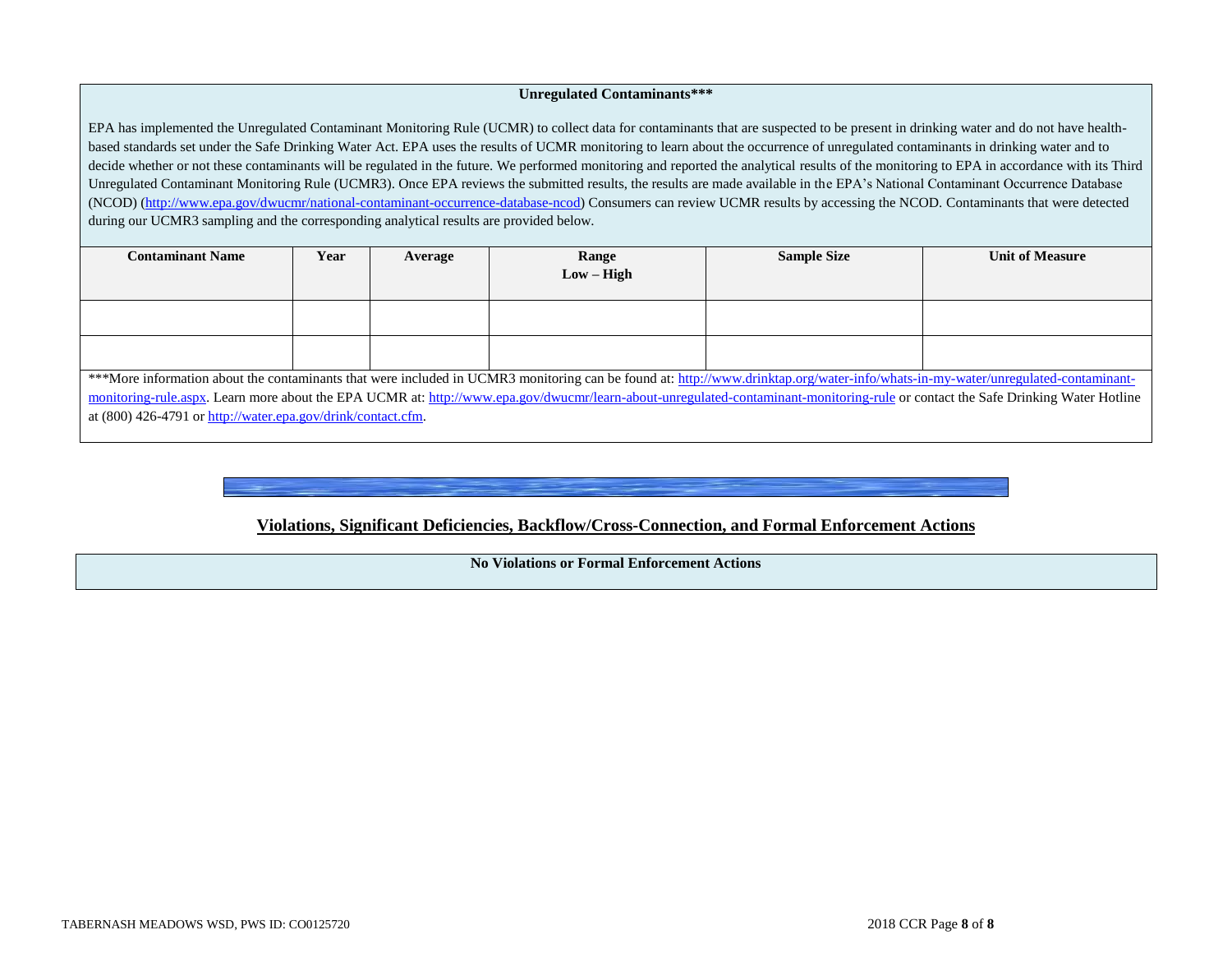**Unregulated Contaminants*****

EPA has implemented the Unregulated Contaminant Monitoring Rule (UCMR) to collect data for contaminants that are suspected to be present in drinking water and do not have health-based standards set under the Safe Drinking Water Act. EPA uses the results of UCMR monitoring to learn about the occurrence of unregulated contaminants in drinking water and to decide whether or not these contaminants will be regulated in the future. We performed monitoring and reported the analytical results of the monitoring to EPA in accordance with its Third Unregulated Contaminant Monitoring Rule (UCMR3). Once EPA reviews the submitted results, the results are made available in the EPA's National Contaminant Occurrence Database (NCOD) (http://www.epa.gov/dwucmr/national-contaminant-occurrence-database-ncod) Consumers can review UCMR results by accessing the NCOD. Contaminants that were detected during our UCMR3 sampling and the corresponding analytical results are provided below.

| Contaminant Name | Year | Average | Range Low – High | Sample Size | Unit of Measure |
|---|---|---|---|---|---|
| | | | | | |
| | | | | | |

***More information about the contaminants that were included in UCMR3 monitoring can be found at: http://www.drinktap.org/water-info/whats-in-my-water/unregulated-contaminant-monitoring-rule.aspx. Learn more about the EPA UCMR at: http://www.epa.gov/dwucmr/learn-about-unregulated-contaminant-monitoring-rule or contact the Safe Drinking Water Hotline at (800) 426-4791 or http://water.epa.gov/drink/contact.cfm.

## Violations, Significant Deficiencies, Backflow/Cross-Connection, and Formal Enforcement Actions

**No Violations or Formal Enforcement Actions**